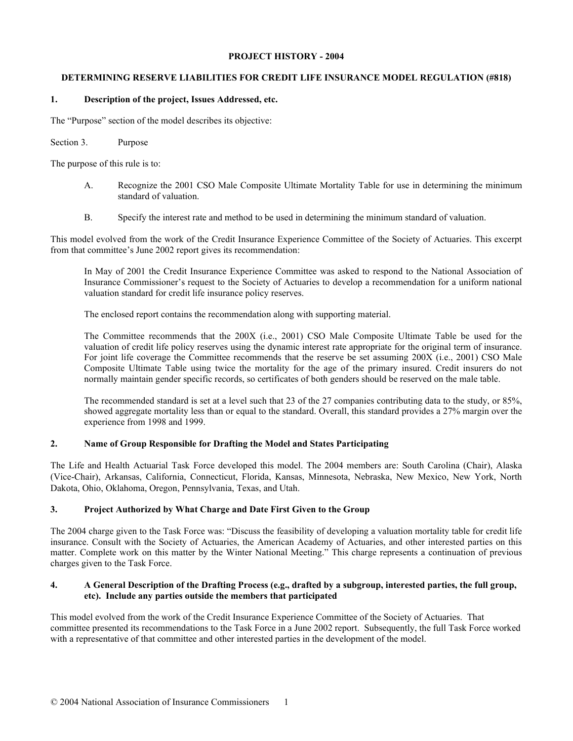# PROJECT HISTORY - 2004

## DETERMINING RESERVE LIABILITIES FOR CREDIT LIFE INSURANCE MODEL REGULATION (#818)

### 1. Description of the project, Issues Addressed, etc.

The "Purpose" section of the model describes its objective:

Section 3. Purpose

The purpose of this rule is to:

A. Recognize the 2001 CSO Male Composite Ultimate Mortality Table for use in determining the minimum standard of valuation.

B. Specify the interest rate and method to be used in determining the minimum standard of valuation.

This model evolved from the work of the Credit Insurance Experience Committee of the Society of Actuaries. This excerpt from that committee's June 2002 report gives its recommendation:

> In May of 2001 the Credit Insurance Experience Committee was asked to respond to the National Association of Insurance Commissioner's request to the Society of Actuaries to develop a recommendation for a uniform national valuation standard for credit life insurance policy reserves.
>
> The enclosed report contains the recommendation along with supporting material.
>
> The Committee recommends that the 200X (i.e., 2001) CSO Male Composite Ultimate Table be used for the valuation of credit life policy reserves using the dynamic interest rate appropriate for the original term of insurance. For joint life coverage the Committee recommends that the reserve be set assuming 200X (i.e., 2001) CSO Male Composite Ultimate Table using twice the mortality for the age of the primary insured. Credit insurers do not normally maintain gender specific records, so certificates of both genders should be reserved on the male table.
>
> The recommended standard is set at a level such that 23 of the 27 companies contributing data to the study, or 85%, showed aggregate mortality less than or equal to the standard. Overall, this standard provides a 27% margin over the experience from 1998 and 1999.

### 2. Name of Group Responsible for Drafting the Model and States Participating

The Life and Health Actuarial Task Force developed this model. The 2004 members are: South Carolina (Chair), Alaska (Vice-Chair), Arkansas, California, Connecticut, Florida, Kansas, Minnesota, Nebraska, New Mexico, New York, North Dakota, Ohio, Oklahoma, Oregon, Pennsylvania, Texas, and Utah.

### 3. Project Authorized by What Charge and Date First Given to the Group

The 2004 charge given to the Task Force was: "Discuss the feasibility of developing a valuation mortality table for credit life insurance. Consult with the Society of Actuaries, the American Academy of Actuaries, and other interested parties on this matter. Complete work on this matter by the Winter National Meeting." This charge represents a continuation of previous charges given to the Task Force.

### 4. A General Description of the Drafting Process (e.g., drafted by a subgroup, interested parties, the full group, etc). Include any parties outside the members that participated

This model evolved from the work of the Credit Insurance Experience Committee of the Society of Actuaries. That committee presented its recommendations to the Task Force in a June 2002 report. Subsequently, the full Task Force worked with a representative of that committee and other interested parties in the development of the model.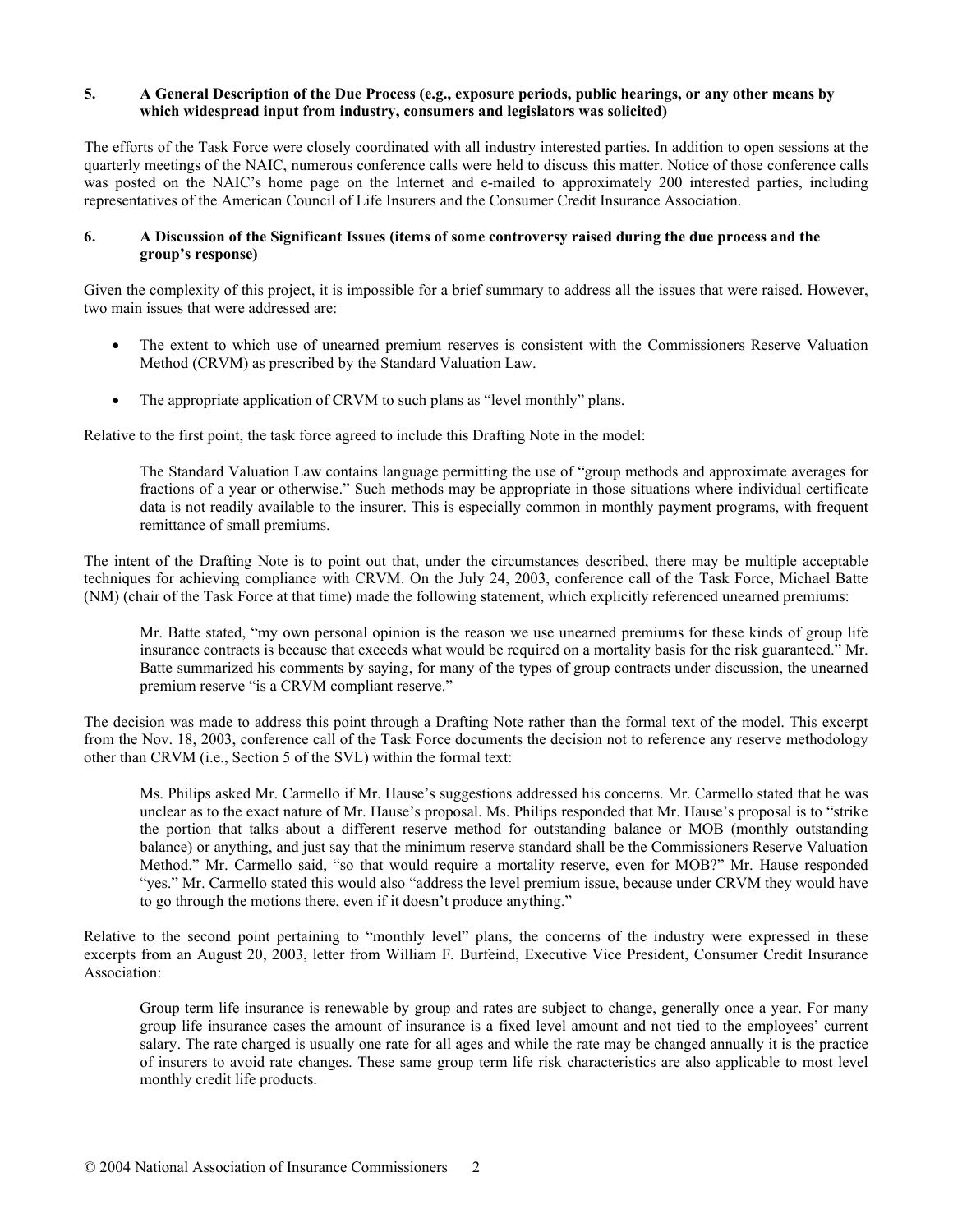**5. A General Description of the Due Process (e.g., exposure periods, public hearings, or any other means by which widespread input from industry, consumers and legislators was solicited)**

The efforts of the Task Force were closely coordinated with all industry interested parties. In addition to open sessions at the quarterly meetings of the NAIC, numerous conference calls were held to discuss this matter. Notice of those conference calls was posted on the NAIC's home page on the Internet and e-mailed to approximately 200 interested parties, including representatives of the American Council of Life Insurers and the Consumer Credit Insurance Association.

**6. A Discussion of the Significant Issues (items of some controversy raised during the due process and the group's response)**

Given the complexity of this project, it is impossible for a brief summary to address all the issues that were raised. However, two main issues that were addressed are:

- The extent to which use of unearned premium reserves is consistent with the Commissioners Reserve Valuation Method (CRVM) as prescribed by the Standard Valuation Law.
- The appropriate application of CRVM to such plans as "level monthly" plans.

Relative to the first point, the task force agreed to include this Drafting Note in the model:

> The Standard Valuation Law contains language permitting the use of "group methods and approximate averages for fractions of a year or otherwise." Such methods may be appropriate in those situations where individual certificate data is not readily available to the insurer. This is especially common in monthly payment programs, with frequent remittance of small premiums.

The intent of the Drafting Note is to point out that, under the circumstances described, there may be multiple acceptable techniques for achieving compliance with CRVM. On the July 24, 2003, conference call of the Task Force, Michael Batte (NM) (chair of the Task Force at that time) made the following statement, which explicitly referenced unearned premiums:

> Mr. Batte stated, "my own personal opinion is the reason we use unearned premiums for these kinds of group life insurance contracts is because that exceeds what would be required on a mortality basis for the risk guaranteed." Mr. Batte summarized his comments by saying, for many of the types of group contracts under discussion, the unearned premium reserve "is a CRVM compliant reserve."

The decision was made to address this point through a Drafting Note rather than the formal text of the model. This excerpt from the Nov. 18, 2003, conference call of the Task Force documents the decision not to reference any reserve methodology other than CRVM (i.e., Section 5 of the SVL) within the formal text:

> Ms. Philips asked Mr. Carmello if Mr. Hause's suggestions addressed his concerns. Mr. Carmello stated that he was unclear as to the exact nature of Mr. Hause's proposal. Ms. Philips responded that Mr. Hause's proposal is to "strike the portion that talks about a different reserve method for outstanding balance or MOB (monthly outstanding balance) or anything, and just say that the minimum reserve standard shall be the Commissioners Reserve Valuation Method." Mr. Carmello said, "so that would require a mortality reserve, even for MOB?" Mr. Hause responded "yes." Mr. Carmello stated this would also "address the level premium issue, because under CRVM they would have to go through the motions there, even if it doesn't produce anything."

Relative to the second point pertaining to "monthly level" plans, the concerns of the industry were expressed in these excerpts from an August 20, 2003, letter from William F. Burfeind, Executive Vice President, Consumer Credit Insurance Association:

> Group term life insurance is renewable by group and rates are subject to change, generally once a year. For many group life insurance cases the amount of insurance is a fixed level amount and not tied to the employees' current salary. The rate charged is usually one rate for all ages and while the rate may be changed annually it is the practice of insurers to avoid rate changes. These same group term life risk characteristics are also applicable to most level monthly credit life products.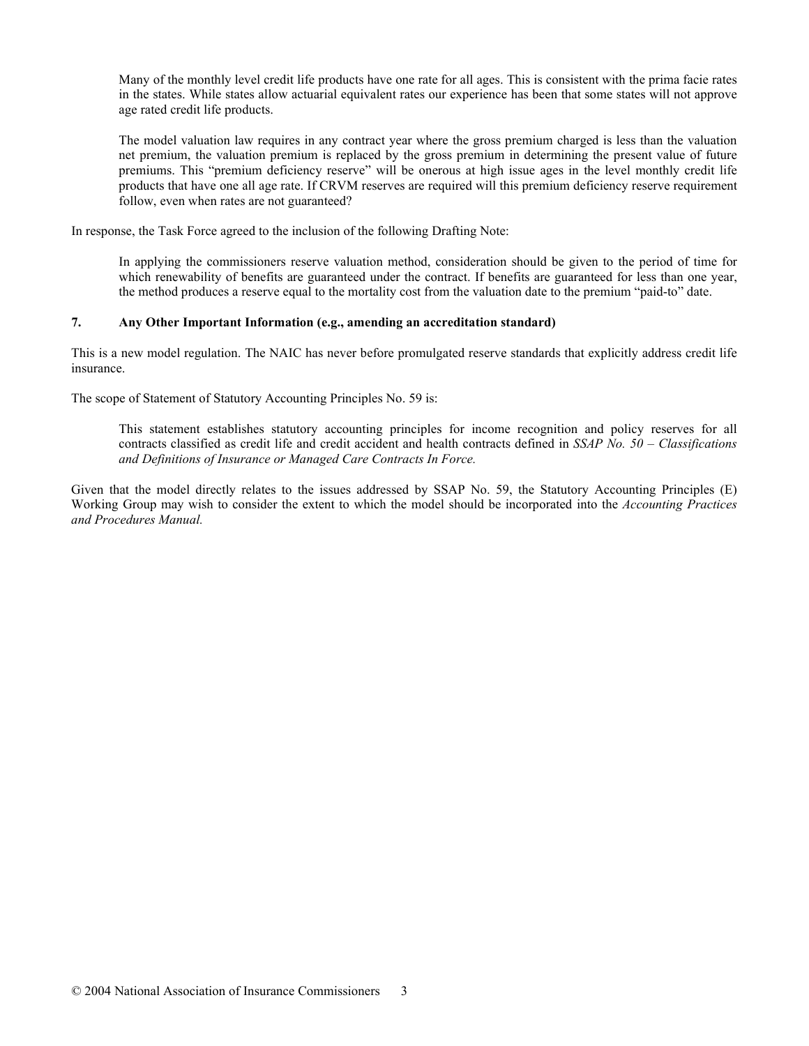> Many of the monthly level credit life products have one rate for all ages. This is consistent with the prima facie rates in the states. While states allow actuarial equivalent rates our experience has been that some states will not approve age rated credit life products.
>
> The model valuation law requires in any contract year where the gross premium charged is less than the valuation net premium, the valuation premium is replaced by the gross premium in determining the present value of future premiums. This "premium deficiency reserve" will be onerous at high issue ages in the level monthly credit life products that have one all age rate. If CRVM reserves are required will this premium deficiency reserve requirement follow, even when rates are not guaranteed?

In response, the Task Force agreed to the inclusion of the following Drafting Note:

> In applying the commissioners reserve valuation method, consideration should be given to the period of time for which renewability of benefits are guaranteed under the contract. If benefits are guaranteed for less than one year, the method produces a reserve equal to the mortality cost from the valuation date to the premium "paid-to" date.

**7. Any Other Important Information (e.g., amending an accreditation standard)**

This is a new model regulation. The NAIC has never before promulgated reserve standards that explicitly address credit life insurance.

The scope of Statement of Statutory Accounting Principles No. 59 is:

> This statement establishes statutory accounting principles for income recognition and policy reserves for all contracts classified as credit life and credit accident and health contracts defined in *SSAP No. 50 – Classifications and Definitions of Insurance or Managed Care Contracts In Force.*

Given that the model directly relates to the issues addressed by SSAP No. 59, the Statutory Accounting Principles (E) Working Group may wish to consider the extent to which the model should be incorporated into the *Accounting Practices and Procedures Manual.*

© 2004 National Association of Insurance Commissioners